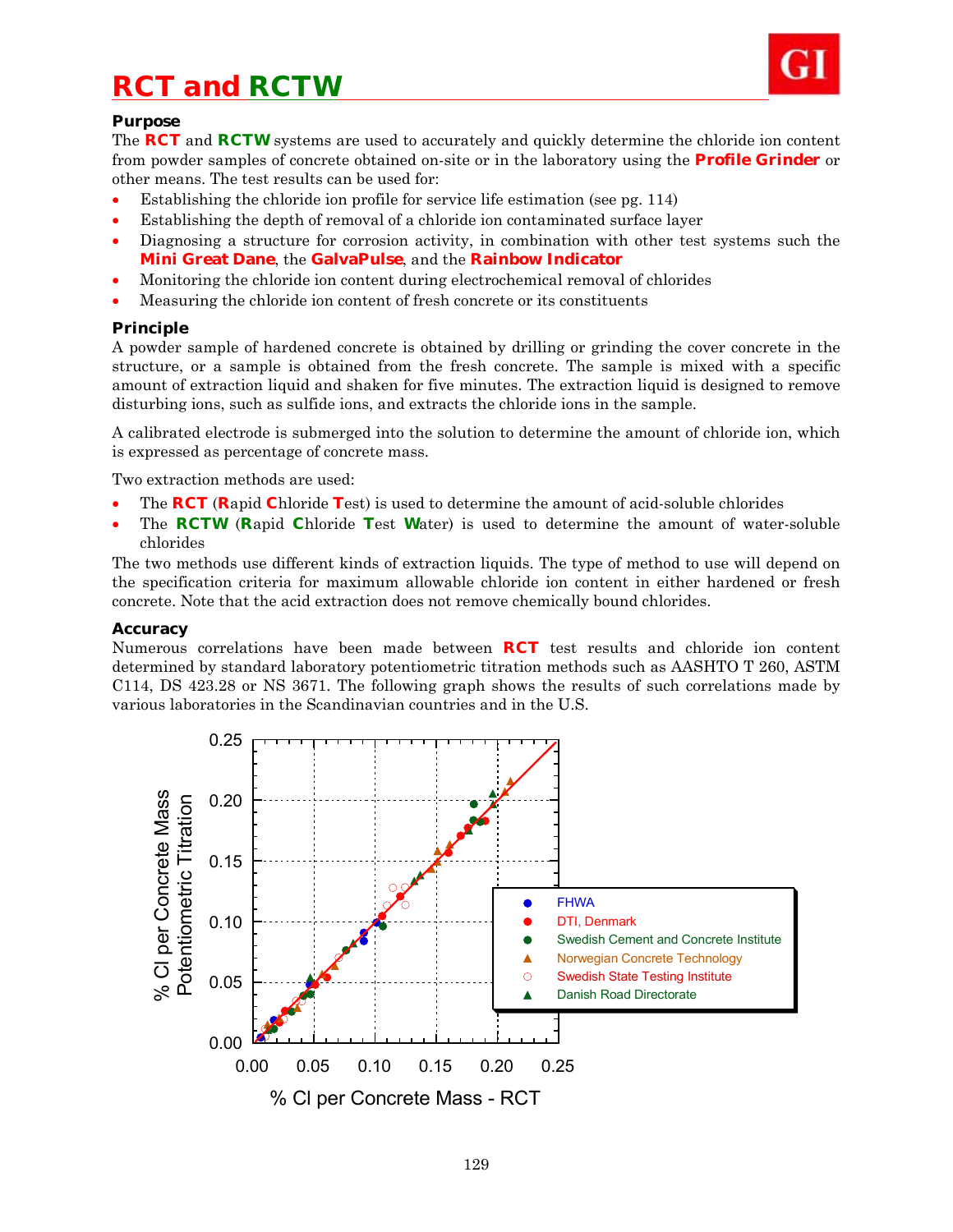# RCT and RCTW

### Purpose

The **RCT** and **RCTW** systems are used to accurately and quickly determine the chloride ion content from powder samples of concrete obtained on-site or in the laboratory using the **Profile Grinder** or other means. The test results can be used for:

- Establishing the chloride ion profile for service life estimation (see pg. 114)
- Establishing the depth of removal of a chloride ion contaminated surface layer
- Diagnosing a structure for corrosion activity, in combination with other test systems such the **Mini Great Dane**, the **GalvaPulse**, and the **Rainbow Indicator**
- Monitoring the chloride ion content during electrochemical removal of chlorides
- Measuring the chloride ion content of fresh concrete or its constituents

### Principle

A powder sample of hardened concrete is obtained by drilling or grinding the cover concrete in the structure, or a sample is obtained from the fresh concrete. The sample is mixed with a specific amount of extraction liquid and shaken for five minutes. The extraction liquid is designed to remove disturbing ions, such as sulfide ions, and extracts the chloride ions in the sample.

A calibrated electrode is submerged into the solution to determine the amount of chloride ion, which is expressed as percentage of concrete mass.

Two extraction methods are used:

- The **RCT** (**R**apid **C**hloride **T**est) is used to determine the amount of acid-soluble chlorides
- The **RCTW** (**R**apid **C**hloride **T**est **W**ater) is used to determine the amount of water-soluble chlorides

The two methods use different kinds of extraction liquids. The type of method to use will depend on the specification criteria for maximum allowable chloride ion content in either hardened or fresh concrete. Note that the acid extraction does not remove chemically bound chlorides.

### Accuracy

Numerous correlations have been made between **RCT** test results and chloride ion content determined by standard laboratory potentiometric titration methods such as AASHTO T 260, ASTM C114, DS 423.28 or NS 3671. The following graph shows the results of such correlations made by various laboratories in the Scandinavian countries and in the U.S.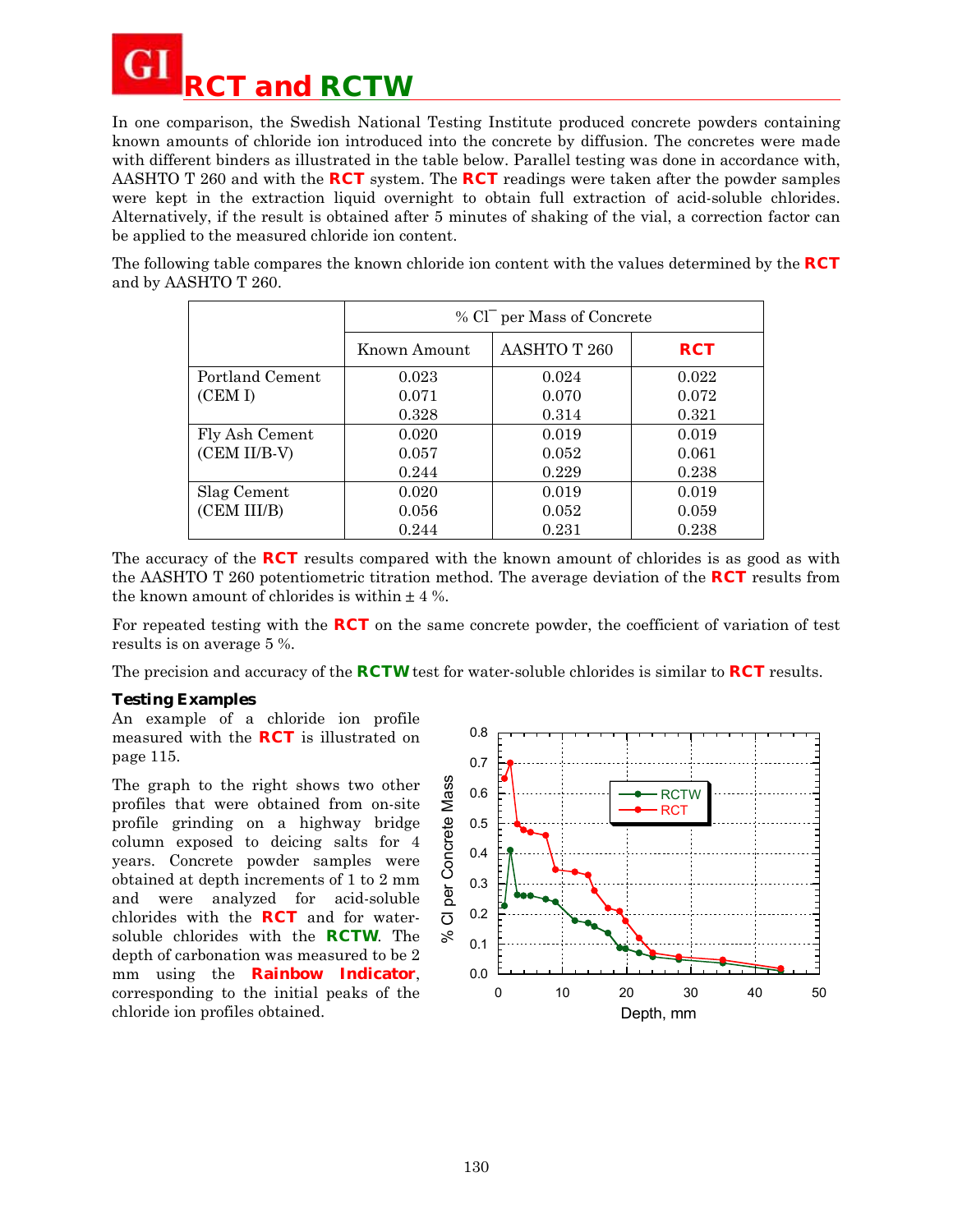# RCT and RCTW

In one comparison, the Swedish National Testing Institute produced concrete powders containing known amounts of chloride ion introduced into the concrete by diffusion. The concretes were made with different binders as illustrated in the table below. Parallel testing was done in accordance with, AASHTO T 260 and with the **RCT** system. The **RCT** readings were taken after the powder samples were kept in the extraction liquid overnight to obtain full extraction of acid-soluble chlorides. Alternatively, if the result is obtained after 5 minutes of shaking of the vial, a correction factor can be applied to the measured chloride ion content.

The following table compares the known chloride ion content with the values determined by the **RCT** and by AASHTO T 260.

| | % $Cl^-$ per Mass of Concrete | | |
|---|---|---|---|
| | Known Amount | AASHTO T 260 | **RCT** |
| Portland Cement (CEM I) | 0.023 | 0.024 | 0.022 |
| | 0.071 | 0.070 | 0.072 |
| | 0.328 | 0.314 | 0.321 |
| Fly Ash Cement (CEM II/B-V) | 0.020 | 0.019 | 0.019 |
| | 0.057 | 0.052 | 0.061 |
| | 0.244 | 0.229 | 0.238 |
| Slag Cement (CEM III/B) | 0.020 | 0.019 | 0.019 |
| | 0.056 | 0.052 | 0.059 |
| | 0.244 | 0.231 | 0.238 |

The accuracy of the **RCT** results compared with the known amount of chlorides is as good as with the AASHTO T 260 potentiometric titration method. The average deviation of the **RCT** results from the known amount of chlorides is within ± 4 %.

For repeated testing with the **RCT** on the same concrete powder, the coefficient of variation of test results is on average 5 %.

The precision and accuracy of the **RCTW** test for water-soluble chlorides is similar to **RCT** results.

### Testing Examples

An example of a chloride ion profile measured with the **RCT** is illustrated on page 115.

The graph to the right shows two other profiles that were obtained from on-site profile grinding on a highway bridge column exposed to deicing salts for 4 years. Concrete powder samples were obtained at depth increments of 1 to 2 mm and were analyzed for acid-soluble chlorides with the **RCT** and for water-soluble chlorides with the **RCTW**. The depth of carbonation was measured to be 2 mm using the **Rainbow Indicator**, corresponding to the initial peaks of the chloride ion profiles obtained.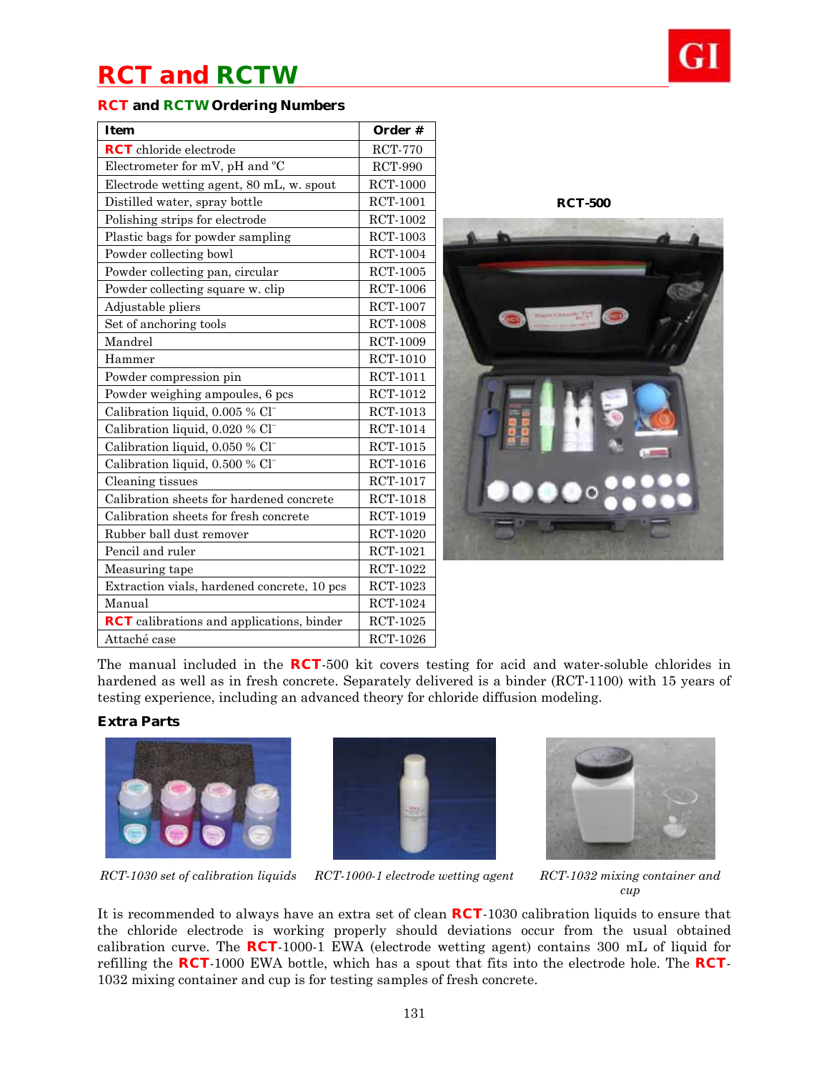# RCT and RCTW

### RCT and RCTW Ordering Numbers

| Item | Order # |
|---|---|
| RCT chloride electrode | RCT-770 |
| Electrometer for mV, pH and °C | RCT-990 |
| Electrode wetting agent, 80 mL, w. spout | RCT-1000 |
| Distilled water, spray bottle | RCT-1001 |
| Polishing strips for electrode | RCT-1002 |
| Plastic bags for powder sampling | RCT-1003 |
| Powder collecting bowl | RCT-1004 |
| Powder collecting pan, circular | RCT-1005 |
| Powder collecting square w. clip | RCT-1006 |
| Adjustable pliers | RCT-1007 |
| Set of anchoring tools | RCT-1008 |
| Mandrel | RCT-1009 |
| Hammer | RCT-1010 |
| Powder compression pin | RCT-1011 |
| Powder weighing ampoules, 6 pcs | RCT-1012 |
| Calibration liquid, 0.005 % $Cl^-$ | RCT-1013 |
| Calibration liquid, 0.020 % $Cl^-$ | RCT-1014 |
| Calibration liquid, 0.050 % $Cl^-$ | RCT-1015 |
| Calibration liquid, 0.500 % $Cl^-$ | RCT-1016 |
| Cleaning tissues | RCT-1017 |
| Calibration sheets for hardened concrete | RCT-1018 |
| Calibration sheets for fresh concrete | RCT-1019 |
| Rubber ball dust remover | RCT-1020 |
| Pencil and ruler | RCT-1021 |
| Measuring tape | RCT-1022 |
| Extraction vials, hardened concrete, 10 pcs | RCT-1023 |
| Manual | RCT-1024 |
| RCT calibrations and applications, binder | RCT-1025 |
| Attaché case | RCT-1026 |

**RCT-500**

The manual included in the RCT-500 kit covers testing for acid and water-soluble chlorides in hardened as well as in fresh concrete. Separately delivered is a binder (RCT-1100) with 15 years of testing experience, including an advanced theory for chloride diffusion modeling.

### Extra Parts

*RCT-1030 set of calibration liquids*

*RCT-1000-1 electrode wetting agent*

*RCT-1032 mixing container and cup*

It is recommended to always have an extra set of clean RCT-1030 calibration liquids to ensure that the chloride electrode is working properly should deviations occur from the usual obtained calibration curve. The RCT-1000-1 EWA (electrode wetting agent) contains 300 mL of liquid for refilling the RCT-1000 EWA bottle, which has a spout that fits into the electrode hole. The RCT-1032 mixing container and cup is for testing samples of fresh concrete.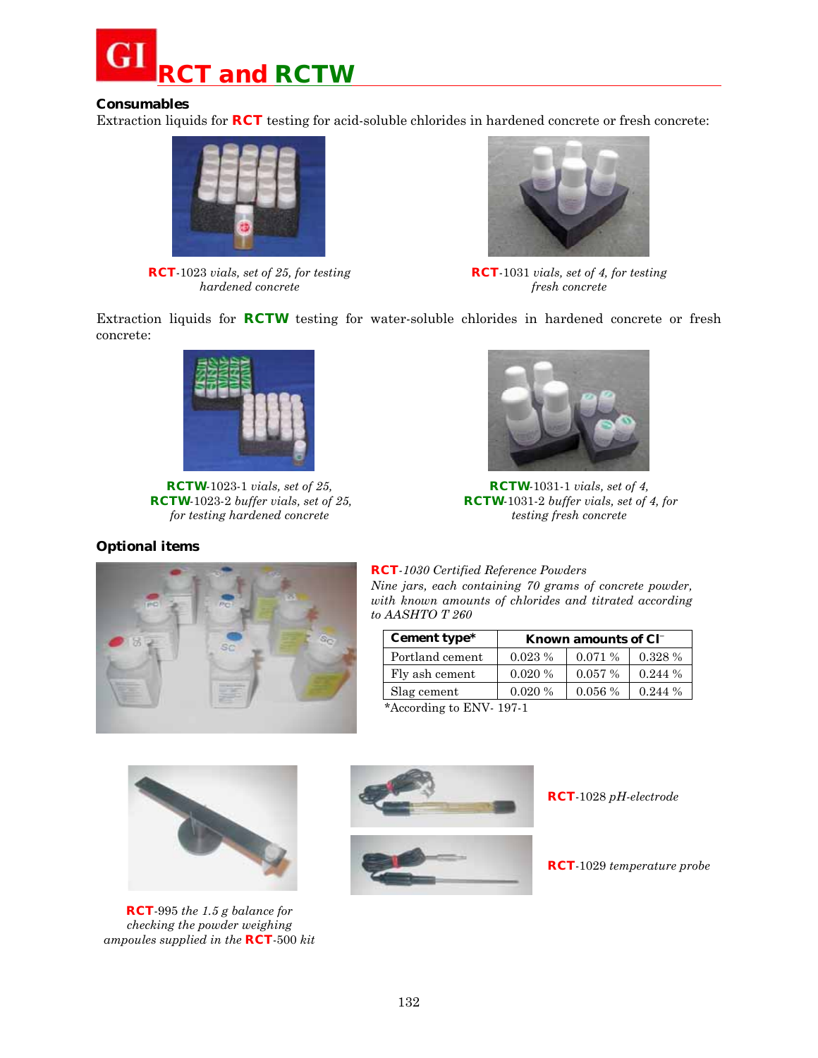# RCT and RCTW

**Consumables**

Extraction liquids for **RCT** testing for acid-soluble chlorides in hardened concrete or fresh concrete:

**RCT**-1023 *vials, set of 25, for testing hardened concrete*

**RCT**-1031 *vials, set of 4, for testing fresh concrete*

Extraction liquids for **RCTW** testing for water-soluble chlorides in hardened concrete or fresh concrete:

**RCTW**-1023-1 *vials, set of 25,*
**RCTW**-1023-2 *buffer vials, set of 25, for testing hardened concrete*

**RCTW**-1031-1 *vials, set of 4,*
**RCTW**-1031-2 *buffer vials, set of 4, for testing fresh concrete*

**Optional items**

**RCT**-*1030 Certified Reference Powders*
*Nine jars, each containing 70 grams of concrete powder, with known amounts of chlorides and titrated according to AASHTO T 260*

| Cement type* | Known amounts of $Cl^-$ | | |
|---|---|---|---|
| Portland cement | 0.023 % | 0.071 % | 0.328 % |
| Fly ash cement | 0.020 % | 0.057 % | 0.244 % |
| Slag cement | 0.020 % | 0.056 % | 0.244 % |

*According to ENV- 197-1

**RCT**-995 *the 1.5 g balance for checking the powder weighing ampoules supplied in the* **RCT**-500 *kit*

**RCT**-1028 *pH-electrode*

**RCT**-1029 *temperature probe*